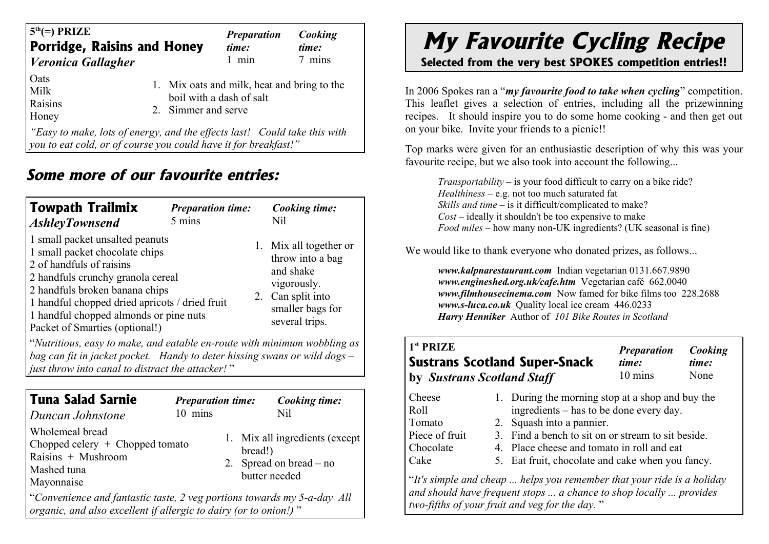# My Favourite Cycling Recipe

**Selected from the very best SPOKES competition entries!!**

In 2006 Spokes ran a "***my favourite food to take when cycling***" competition. This leaflet gives a selection of entries, including all the prizewinning recipes. It should inspire you to do some home cooking - and then get out on your bike. Invite your friends to a picnic!!

Top marks were given for an enthusiastic description of why this was your favourite recipe, but we also took into account the following...

*Transportability* – is your food difficult to carry on a bike ride?
*Healthiness* – e.g. not too much saturated fat
*Skills and time* – is it difficult/complicated to make?
*Cost* – ideally it shouldn't be too expensive to make
*Food miles* – how many non-UK ingredients? (UK seasonal is fine)

We would like to thank everyone who donated prizes, as follows...

***www.kalpnarestaurant.com*** Indian vegetarian 0131.667.9890
***www.engineshed.org.uk/cafe.htm*** Vegetarian café 662.0040
***www.filmhousecinema.com*** Now famed for bike films too 228.2688
***www.s-luca.co.uk*** Quality local ice cream 446.0233
***Harry Henniker*** Author of *101 Bike Routes in Scotland*

---

**1st PRIZE**

## Sustrans Scotland Super-Snack

**by *Sustrans Scotland Staff***

***Preparation time:*** 10 mins
***Cooking time:*** None

Cheese
Roll
Tomato
Piece of fruit
Chocolate
Cake

1. During the morning stop at a shop and buy the ingredients – has to be done every day.
2. Squash into a pannier.
3. Find a bench to sit on or stream to sit beside.
4. Place cheese and tomato in roll and eat
5. Eat fruit, chocolate and cake when you fancy.

"*It's simple and cheap ... helps you remember that your ride is a holiday and should have frequent stops ... a chance to shop locally ... provides two-fifths of your fruit and veg for the day.*"

---

**5th(=) PRIZE**

## Porridge, Raisins and Honey

***Veronica Gallagher***

***Preparation time:*** 1 min
***Cooking time:*** 7 mins

Oats
Milk
Raisins
Honey

1. Mix oats and milk, heat and bring to the boil with a dash of salt
2. Simmer and serve

*"Easy to make, lots of energy, and the effects last! Could take this with you to eat cold, or of course you could have it for breakfast!"*

---

# Some more of our favourite entries:

## Towpath Trailmix

***AshleyTownsend***

***Preparation time:*** 5 mins
***Cooking time:*** Nil

1 small packet unsalted peanuts
1 small packet chocolate chips
2 of handfuls of raisins
2 handfuls crunchy granola cereal
2 handfuls broken banana chips
1 handful chopped dried apricots / dried fruit
1 handful chopped almonds or pine nuts
Packet of Smarties (optional!)

1. Mix all together or throw into a bag and shake vigorously.
2. Can split into smaller bags for several trips.

"*Nutritious, easy to make, and eatable en-route with minimum wobbling as bag can fit in jacket pocket. Handy to deter hissing swans or wild dogs – just throw into canal to distract the attacker!*"

---

## Tuna Salad Sarnie

***Duncan Johnstone***

***Preparation time:*** 10 mins
***Cooking time:*** Nil

Wholemeal bread
Chopped celery + Chopped tomato
Raisins + Mushroom
Mashed tuna
Mayonnaise

1. Mix all ingredients (except bread!)
2. Spread on bread – no butter needed

"*Convenience and fantastic taste, 2 veg portions towards my 5-a-day All organic, and also excellent if allergic to dairy (or to onion!)*"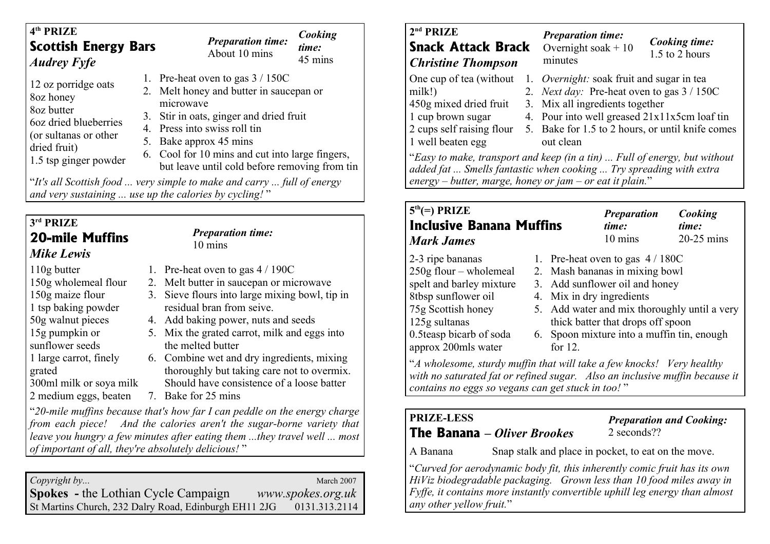## 4th PRIZE

### Scottish Energy Bars

*Audrey Fyfe*

***Preparation time:*** About 10 mins

***Cooking time:*** 45 mins

12 oz porridge oats
8oz honey
8oz butter
6oz dried blueberries (or sultanas or other dried fruit)
1.5 tsp ginger powder

1. Pre-heat oven to gas 3 / 150C
2. Melt honey and butter in saucepan or microwave
3. Stir in oats, ginger and dried fruit
4. Press into swiss roll tin
5. Bake approx 45 mins
6. Cool for 10 mins and cut into large fingers, but leave until cold before removing from tin

"*It's all Scottish food ... very simple to make and carry ... full of energy and very sustaining ... use up the calories by cycling!* "

## 3rd PRIZE

### 20-mile Muffins

*Mike Lewis*

***Preparation time:*** 10 mins

110g butter
150g wholemeal flour
150g maize flour
1 tsp baking powder
50g walnut pieces
15g pumpkin or sunflower seeds
1 large carrot, finely grated
300ml milk or soya milk
2 medium eggs, beaten

1. Pre-heat oven to gas 4 / 190C
2. Melt butter in saucepan or microwave
3. Sieve flours into large mixing bowl, tip in residual bran from seive.
4. Add baking power, nuts and seeds
5. Mix the grated carrot, milk and eggs into the melted butter
6. Combine wet and dry ingredients, mixing thoroughly but taking care not to overmix. Should have consistence of a loose batter
7. Bake for 25 mins

"*20-mile muffins because that's how far I can peddle on the energy charge from each piece! And the calories aren't the sugar-borne variety that leave you hungry a few minutes after eating them ...they travel well ... most of important of all, they're absolutely delicious!* "

*Copyright by...* March 2007
**Spokes -** the Lothian Cycle Campaign *www.spokes.org.uk*
St Martins Church, 232 Dalry Road, Edinburgh EH11 2JG 0131.313.2114

## 2nd PRIZE

### Snack Attack Brack

*Christine Thompson*

***Preparation time:*** Overnight soak + 10 minutes

***Cooking time:*** 1.5 to 2 hours

One cup of tea (without milk!)
450g mixed dried fruit
1 cup brown sugar
2 cups self raising flour
1 well beaten egg

1. *Overnight:* soak fruit and sugar in tea
2. *Next day:* Pre-heat oven to gas 3 / 150C
3. Mix all ingredients together
4. Pour into well greased 21x11x5cm loaf tin
5. Bake for 1.5 to 2 hours, or until knife comes out clean

"*Easy to make, transport and keep (in a tin) ... Full of energy, but without added fat ... Smells fantastic when cooking ... Try spreading with extra energy – butter, marge, honey or jam – or eat it plain.*"

## 5th(=) PRIZE

### Inclusive Banana Muffins

*Mark James*

***Preparation time:*** 10 mins

***Cooking time:*** 20-25 mins

2-3 ripe bananas
250g flour – wholemeal spelt and barley mixture
8tbsp sunflower oil
75g Scottish honey
125g sultanas
0.5teasp bicarb of soda
approx 200mls water

1. Pre-heat oven to gas 4 / 180C
2. Mash bananas in mixing bowl
3. Add sunflower oil and honey
4. Mix in dry ingredients
5. Add water and mix thoroughly until a very thick batter that drops off spoon
6. Spoon mixture into a muffin tin, enough for 12.

"*A wholesome, sturdy muffin that will take a few knocks! Very healthy with no saturated fat or refined sugar. Also an inclusive muffin because it contains no eggs so vegans can get stuck in too!* "

## PRIZE-LESS

### The Banana – *Oliver Brookes*

***Preparation and Cooking:*** 2 seconds??

A Banana — Snap stalk and place in pocket, to eat on the move.

"*Curved for aerodynamic body fit, this inherently comic fruit has its own HiViz biodegradable packaging. Grown less than 10 food miles away in Fyffe, it contains more instantly convertible uphill leg energy than almost any other yellow fruit.*"